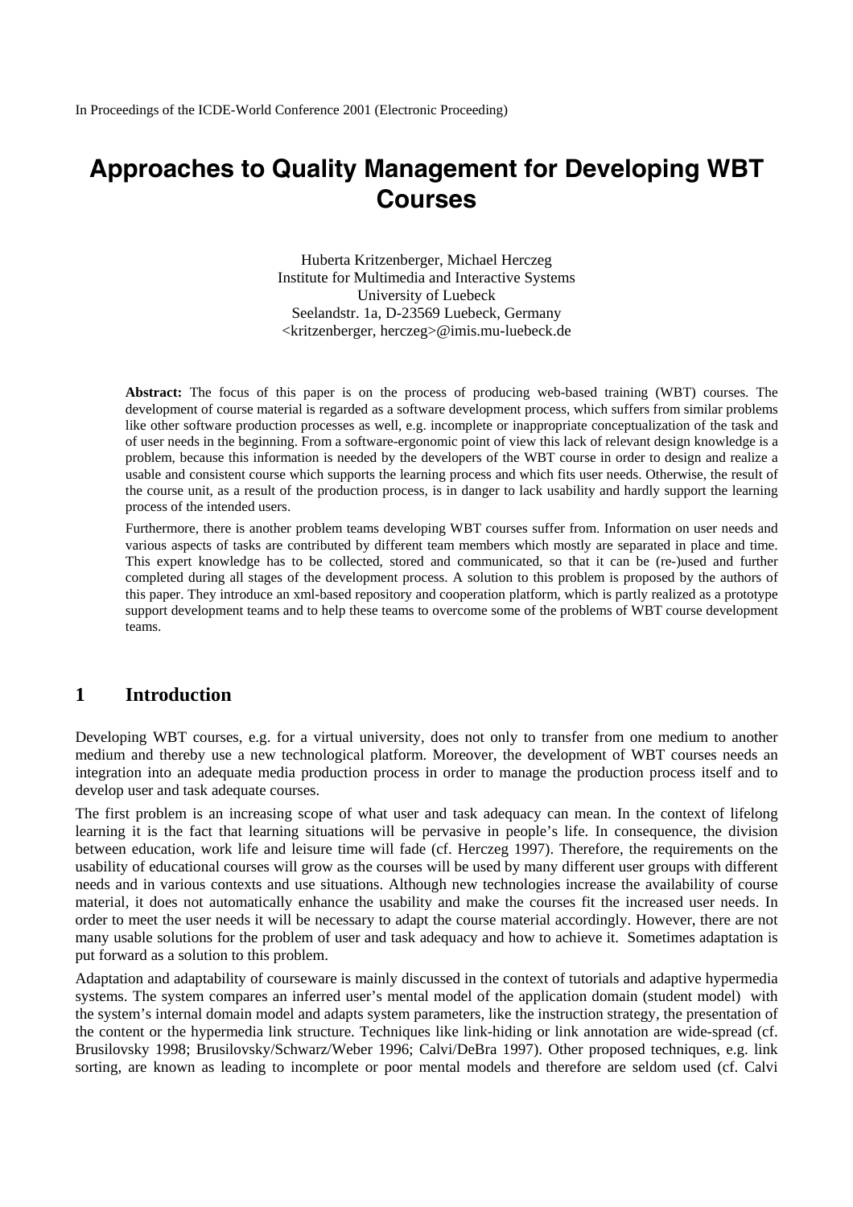In Proceedings of the ICDE-World Conference 2001 (Electronic Proceeding)

# Approaches to Quality Management for Developing WBT Courses

Huberta Kritzenberger, Michael Herczeg
Institute for Multimedia and Interactive Systems
University of Luebeck
Seelandstr. 1a, D-23569 Luebeck, Germany
<kritzenberger, herczeg>@imis.mu-luebeck.de

**Abstract:** The focus of this paper is on the process of producing web-based training (WBT) courses. The development of course material is regarded as a software development process, which suffers from similar problems like other software production processes as well, e.g. incomplete or inappropriate conceptualization of the task and of user needs in the beginning. From a software-ergonomic point of view this lack of relevant design knowledge is a problem, because this information is needed by the developers of the WBT course in order to design and realize a usable and consistent course which supports the learning process and which fits user needs. Otherwise, the result of the course unit, as a result of the production process, is in danger to lack usability and hardly support the learning process of the intended users.

Furthermore, there is another problem teams developing WBT courses suffer from. Information on user needs and various aspects of tasks are contributed by different team members which mostly are separated in place and time. This expert knowledge has to be collected, stored and communicated, so that it can be (re-)used and further completed during all stages of the development process. A solution to this problem is proposed by the authors of this paper. They introduce an xml-based repository and cooperation platform, which is partly realized as a prototype support development teams and to help these teams to overcome some of the problems of WBT course development teams.

## 1 Introduction

Developing WBT courses, e.g. for a virtual university, does not only to transfer from one medium to another medium and thereby use a new technological platform. Moreover, the development of WBT courses needs an integration into an adequate media production process in order to manage the production process itself and to develop user and task adequate courses.

The first problem is an increasing scope of what user and task adequacy can mean. In the context of lifelong learning it is the fact that learning situations will be pervasive in people's life. In consequence, the division between education, work life and leisure time will fade (cf. Herczeg 1997). Therefore, the requirements on the usability of educational courses will grow as the courses will be used by many different user groups with different needs and in various contexts and use situations. Although new technologies increase the availability of course material, it does not automatically enhance the usability and make the courses fit the increased user needs. In order to meet the user needs it will be necessary to adapt the course material accordingly. However, there are not many usable solutions for the problem of user and task adequacy and how to achieve it. Sometimes adaptation is put forward as a solution to this problem.

Adaptation and adaptability of courseware is mainly discussed in the context of tutorials and adaptive hypermedia systems. The system compares an inferred user's mental model of the application domain (student model) with the system's internal domain model and adapts system parameters, like the instruction strategy, the presentation of the content or the hypermedia link structure. Techniques like link-hiding or link annotation are wide-spread (cf. Brusilovsky 1998; Brusilovsky/Schwarz/Weber 1996; Calvi/DeBra 1997). Other proposed techniques, e.g. link sorting, are known as leading to incomplete or poor mental models and therefore are seldom used (cf. Calvi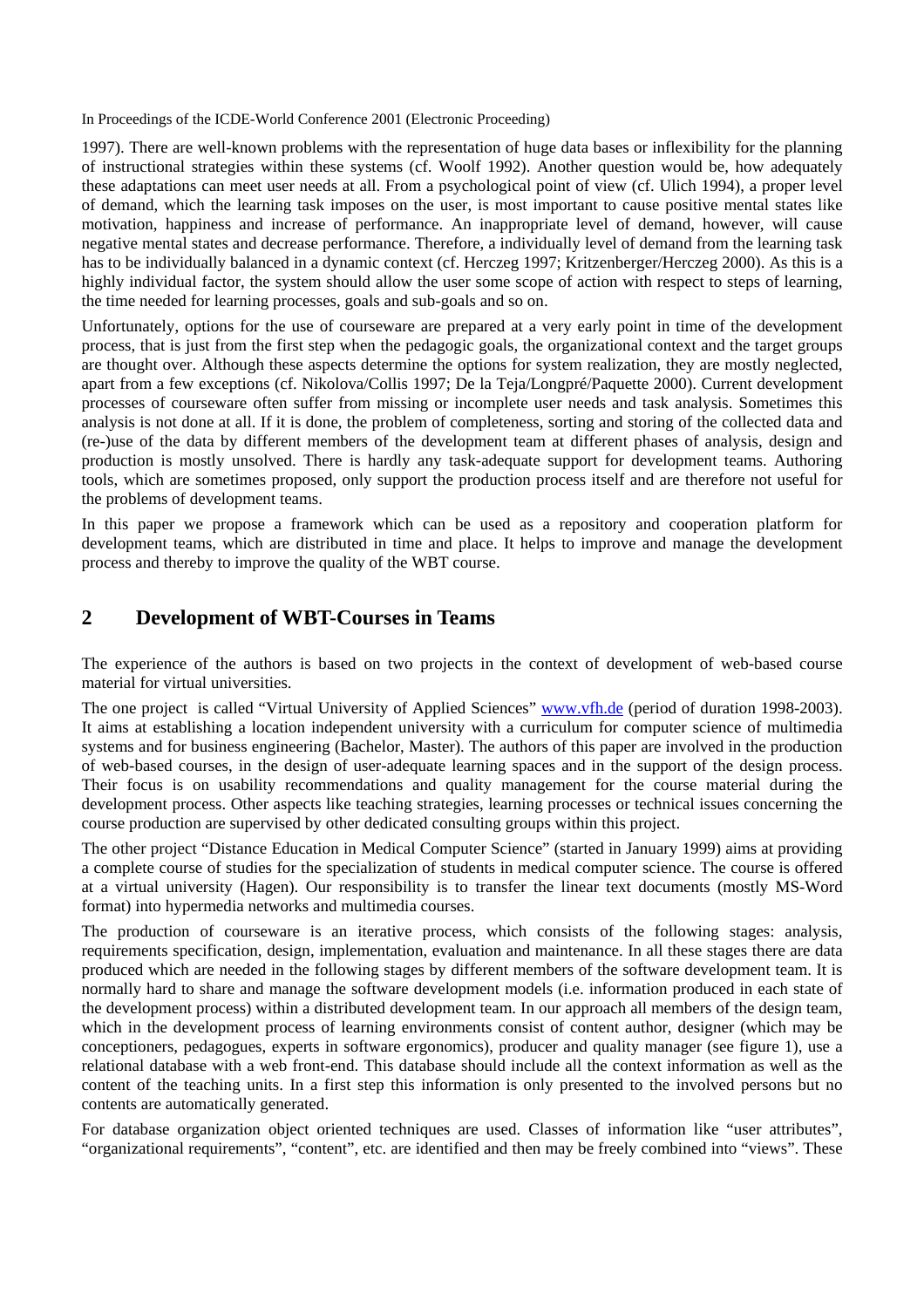1997). There are well-known problems with the representation of huge data bases or inflexibility for the planning of instructional strategies within these systems (cf. Woolf 1992). Another question would be, how adequately these adaptations can meet user needs at all. From a psychological point of view (cf. Ulich 1994), a proper level of demand, which the learning task imposes on the user, is most important to cause positive mental states like motivation, happiness and increase of performance. An inappropriate level of demand, however, will cause negative mental states and decrease performance. Therefore, a individually level of demand from the learning task has to be individually balanced in a dynamic context (cf. Herczeg 1997; Kritzenberger/Herczeg 2000). As this is a highly individual factor, the system should allow the user some scope of action with respect to steps of learning, the time needed for learning processes, goals and sub-goals and so on.

Unfortunately, options for the use of courseware are prepared at a very early point in time of the development process, that is just from the first step when the pedagogic goals, the organizational context and the target groups are thought over. Although these aspects determine the options for system realization, they are mostly neglected, apart from a few exceptions (cf. Nikolova/Collis 1997; De la Teja/Longpré/Paquette 2000). Current development processes of courseware often suffer from missing or incomplete user needs and task analysis. Sometimes this analysis is not done at all. If it is done, the problem of completeness, sorting and storing of the collected data and (re-)use of the data by different members of the development team at different phases of analysis, design and production is mostly unsolved. There is hardly any task-adequate support for development teams. Authoring tools, which are sometimes proposed, only support the production process itself and are therefore not useful for the problems of development teams.

In this paper we propose a framework which can be used as a repository and cooperation platform for development teams, which are distributed in time and place. It helps to improve and manage the development process and thereby to improve the quality of the WBT course.

## 2 Development of WBT-Courses in Teams

The experience of the authors is based on two projects in the context of development of web-based course material for virtual universities.

The one project is called "Virtual University of Applied Sciences" www.vfh.de (period of duration 1998-2003). It aims at establishing a location independent university with a curriculum for computer science of multimedia systems and for business engineering (Bachelor, Master). The authors of this paper are involved in the production of web-based courses, in the design of user-adequate learning spaces and in the support of the design process. Their focus is on usability recommendations and quality management for the course material during the development process. Other aspects like teaching strategies, learning processes or technical issues concerning the course production are supervised by other dedicated consulting groups within this project.

The other project "Distance Education in Medical Computer Science" (started in January 1999) aims at providing a complete course of studies for the specialization of students in medical computer science. The course is offered at a virtual university (Hagen). Our responsibility is to transfer the linear text documents (mostly MS-Word format) into hypermedia networks and multimedia courses.

The production of courseware is an iterative process, which consists of the following stages: analysis, requirements specification, design, implementation, evaluation and maintenance. In all these stages there are data produced which are needed in the following stages by different members of the software development team. It is normally hard to share and manage the software development models (i.e. information produced in each state of the development process) within a distributed development team. In our approach all members of the design team, which in the development process of learning environments consist of content author, designer (which may be conceptioners, pedagogues, experts in software ergonomics), producer and quality manager (see figure 1), use a relational database with a web front-end. This database should include all the context information as well as the content of the teaching units. In a first step this information is only presented to the involved persons but no contents are automatically generated.

For database organization object oriented techniques are used. Classes of information like "user attributes", "organizational requirements", "content", etc. are identified and then may be freely combined into "views". These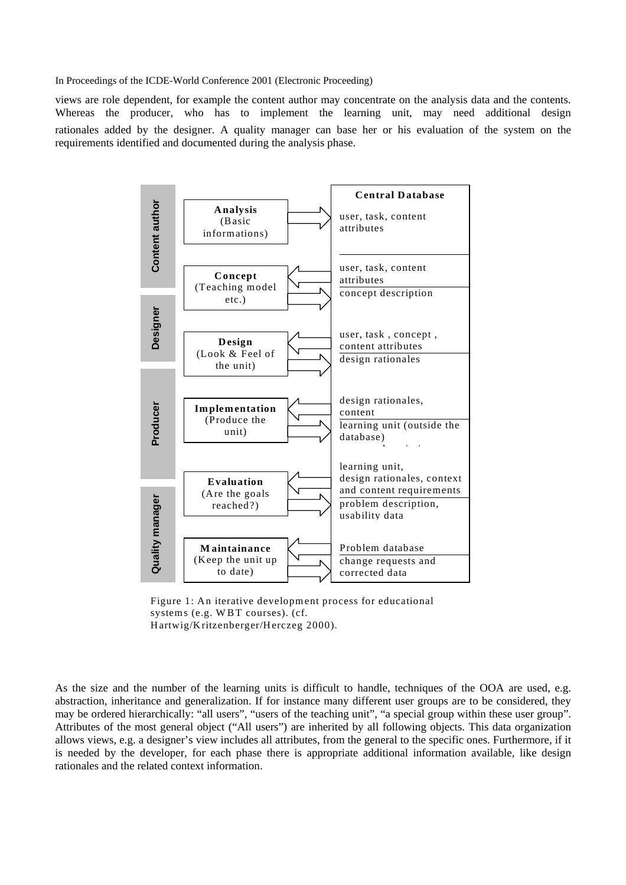views are role dependent, for example the content author may concentrate on the analysis data and the contents. Whereas the producer, who has to implement the learning unit, may need additional design rationales added by the designer. A quality manager can base her or his evaluation of the system on the requirements identified and documented during the analysis phase.

| Role | Phase | Input from Central Database | Output to Central Database |
| --- | --- | --- | --- |
| Content author | **Analysis** (Basic informations) | | user, task, content attributes |
| Content author | **Concept** (Teaching model etc.) | user, task, content attributes | concept description |
| Designer | **Design** (Look & Feel of the unit) | user, task, concept, content attributes | design rationales |
| Producer | **Implementation** (Produce the unit) | design rationales, content | learning unit (outside the database) |
| Quality manager | **Evaluation** (Are the goals reached?) | learning unit, design rationales, context and content requirements | problem description, usability data |
| Quality manager | **Maintainance** (Keep the unit up to date) | Problem database | change requests and corrected data |

Figure 1: An iterative development process for educational systems (e.g. WBT courses). (cf. Hartwig/Kritzenberger/Herczeg 2000).

As the size and the number of the learning units is difficult to handle, techniques of the OOA are used, e.g. abstraction, inheritance and generalization. If for instance many different user groups are to be considered, they may be ordered hierarchically: "all users", "users of the teaching unit", "a special group within these user group". Attributes of the most general object ("All users") are inherited by all following objects. This data organization allows views, e.g. a designer's view includes all attributes, from the general to the specific ones. Furthermore, if it is needed by the developer, for each phase there is appropriate additional information available, like design rationales and the related context information.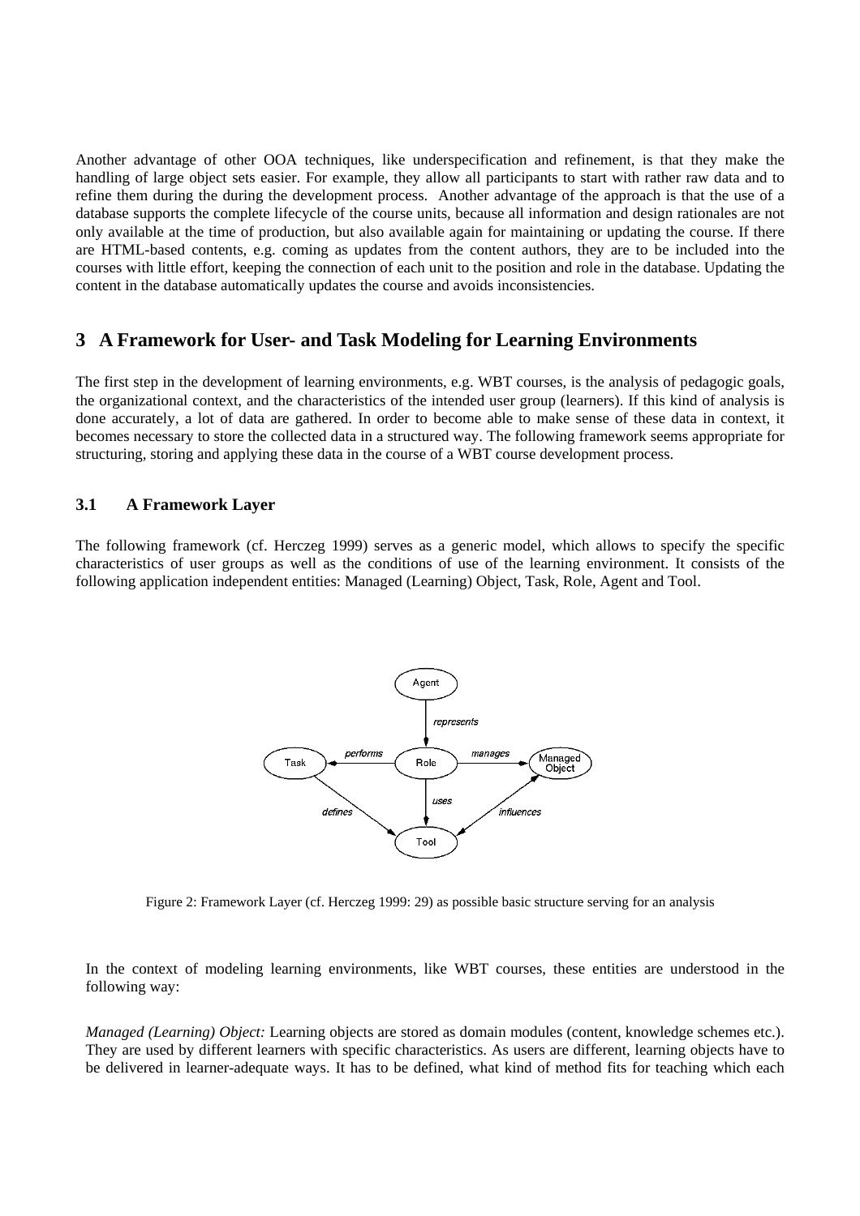Another advantage of other OOA techniques, like underspecification and refinement, is that they make the handling of large object sets easier. For example, they allow all participants to start with rather raw data and to refine them during the during the development process. Another advantage of the approach is that the use of a database supports the complete lifecycle of the course units, because all information and design rationales are not only available at the time of production, but also available again for maintaining or updating the course. If there are HTML-based contents, e.g. coming as updates from the content authors, they are to be included into the courses with little effort, keeping the connection of each unit to the position and role in the database. Updating the content in the database automatically updates the course and avoids inconsistencies.

## 3 A Framework for User- and Task Modeling for Learning Environments

The first step in the development of learning environments, e.g. WBT courses, is the analysis of pedagogic goals, the organizational context, and the characteristics of the intended user group (learners). If this kind of analysis is done accurately, a lot of data are gathered. In order to become able to make sense of these data in context, it becomes necessary to store the collected data in a structured way. The following framework seems appropriate for structuring, storing and applying these data in the course of a WBT course development process.

### 3.1 A Framework Layer

The following framework (cf. Herczeg 1999) serves as a generic model, which allows to specify the specific characteristics of user groups as well as the conditions of use of the learning environment. It consists of the following application independent entities: Managed (Learning) Object, Task, Role, Agent and Tool.

Figure 2: Framework Layer (cf. Herczeg 1999: 29) as possible basic structure serving for an analysis

In the context of modeling learning environments, like WBT courses, these entities are understood in the following way:

*Managed (Learning) Object:* Learning objects are stored as domain modules (content, knowledge schemes etc.). They are used by different learners with specific characteristics. As users are different, learning objects have to be delivered in learner-adequate ways. It has to be defined, what kind of method fits for teaching which each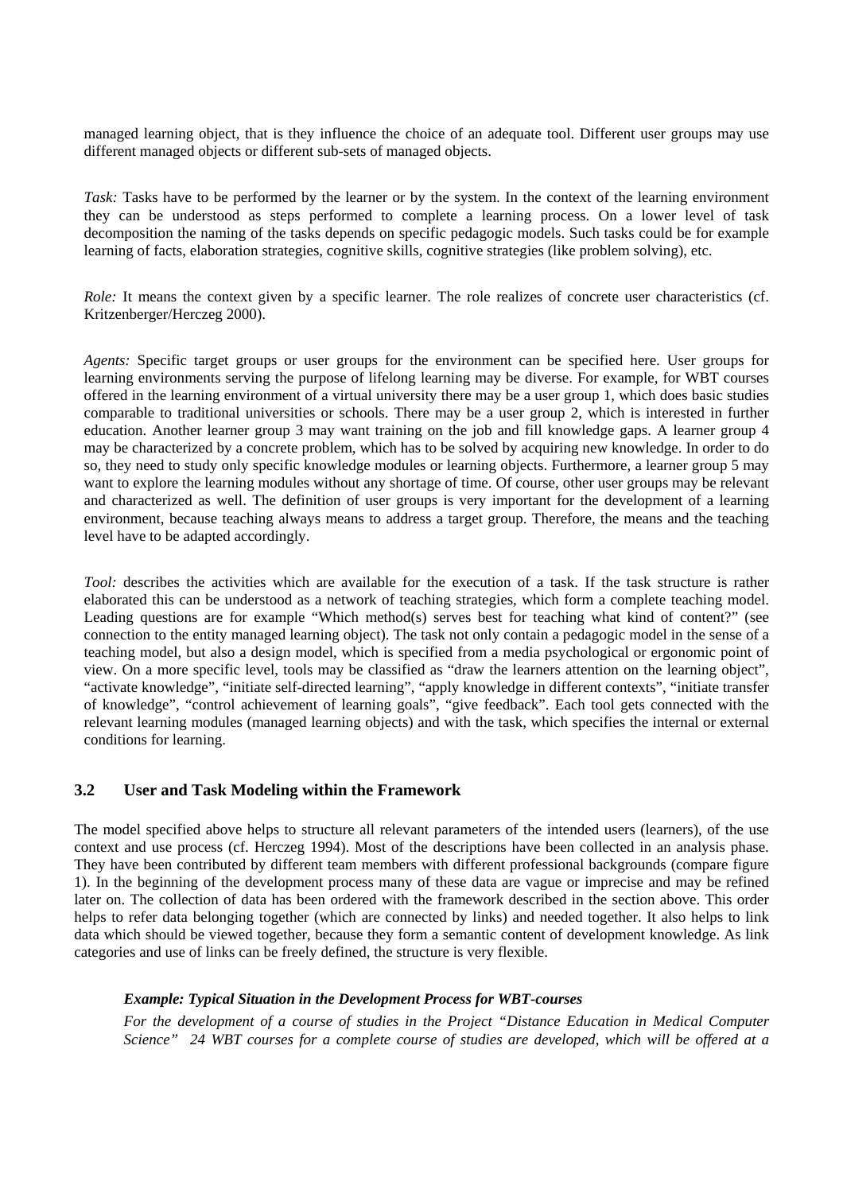managed learning object, that is they influence the choice of an adequate tool. Different user groups may use different managed objects or different sub-sets of managed objects.

*Task:* Tasks have to be performed by the learner or by the system. In the context of the learning environment they can be understood as steps performed to complete a learning process. On a lower level of task decomposition the naming of the tasks depends on specific pedagogic models. Such tasks could be for example learning of facts, elaboration strategies, cognitive skills, cognitive strategies (like problem solving), etc.

*Role:* It means the context given by a specific learner. The role realizes of concrete user characteristics (cf. Kritzenberger/Herczeg 2000).

*Agents:* Specific target groups or user groups for the environment can be specified here. User groups for learning environments serving the purpose of lifelong learning may be diverse. For example, for WBT courses offered in the learning environment of a virtual university there may be a user group 1, which does basic studies comparable to traditional universities or schools. There may be a user group 2, which is interested in further education. Another learner group 3 may want training on the job and fill knowledge gaps. A learner group 4 may be characterized by a concrete problem, which has to be solved by acquiring new knowledge. In order to do so, they need to study only specific knowledge modules or learning objects. Furthermore, a learner group 5 may want to explore the learning modules without any shortage of time. Of course, other user groups may be relevant and characterized as well. The definition of user groups is very important for the development of a learning environment, because teaching always means to address a target group. Therefore, the means and the teaching level have to be adapted accordingly.

*Tool:* describes the activities which are available for the execution of a task. If the task structure is rather elaborated this can be understood as a network of teaching strategies, which form a complete teaching model. Leading questions are for example "Which method(s) serves best for teaching what kind of content?" (see connection to the entity managed learning object). The task not only contain a pedagogic model in the sense of a teaching model, but also a design model, which is specified from a media psychological or ergonomic point of view. On a more specific level, tools may be classified as "draw the learners attention on the learning object", "activate knowledge", "initiate self-directed learning", "apply knowledge in different contexts", "initiate transfer of knowledge", "control achievement of learning goals", "give feedback". Each tool gets connected with the relevant learning modules (managed learning objects) and with the task, which specifies the internal or external conditions for learning.

### 3.2 User and Task Modeling within the Framework

The model specified above helps to structure all relevant parameters of the intended users (learners), of the use context and use process (cf. Herczeg 1994). Most of the descriptions have been collected in an analysis phase. They have been contributed by different team members with different professional backgrounds (compare figure 1). In the beginning of the development process many of these data are vague or imprecise and may be refined later on. The collection of data has been ordered with the framework described in the section above. This order helps to refer data belonging together (which are connected by links) and needed together. It also helps to link data which should be viewed together, because they form a semantic content of development knowledge. As link categories and use of links can be freely defined, the structure is very flexible.

***Example: Typical Situation in the Development Process for WBT-courses***

*For the development of a course of studies in the Project "Distance Education in Medical Computer Science" 24 WBT courses for a complete course of studies are developed, which will be offered at a*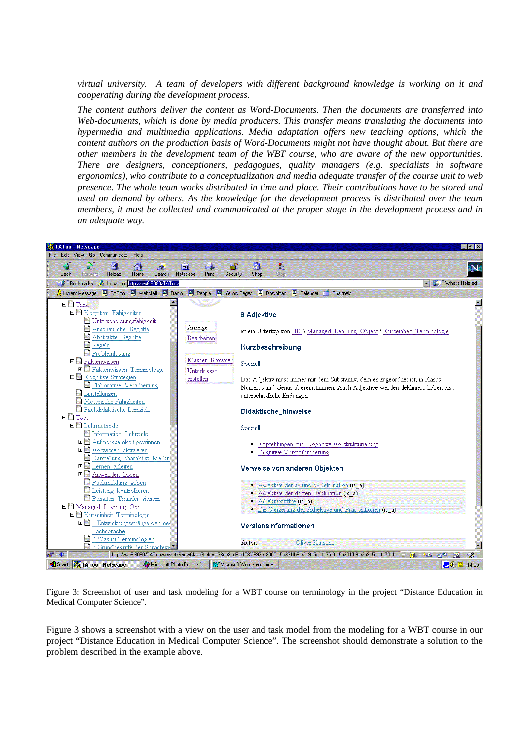*virtual university. A team of developers with different background knowledge is working on it and cooperating during the development process.*

*The content authors deliver the content as Word-Documents. Then the documents are transferred into Web-documents, which is done by media producers. This transfer means translating the documents into hypermedia and multimedia applications. Media adaptation offers new teaching options, which the content authors on the production basis of Word-Documents might not have thought about. But there are other members in the development team of the WBT course, who are aware of the new opportunities. There are designers, conceptioners, pedagogues, quality managers (e.g. specialists in software ergonomics), who contribute to a conceptualization and media adequate transfer of the course unit to web presence. The whole team works distributed in time and place. Their contributions have to be stored and used on demand by others. As the knowledge for the development process is distributed over the team members, it must be collected and communicated at the proper stage in the development process and in an adequate way.*

Figure 3: Screenshot of user and task modeling for a WBT course on terminology in the project "Distance Education in Medical Computer Science".

Figure 3 shows a screenshot with a view on the user and task model from the modeling for a WBT course in our project "Distance Education in Medical Computer Science". The screenshot should demonstrate a solution to the problem described in the example above.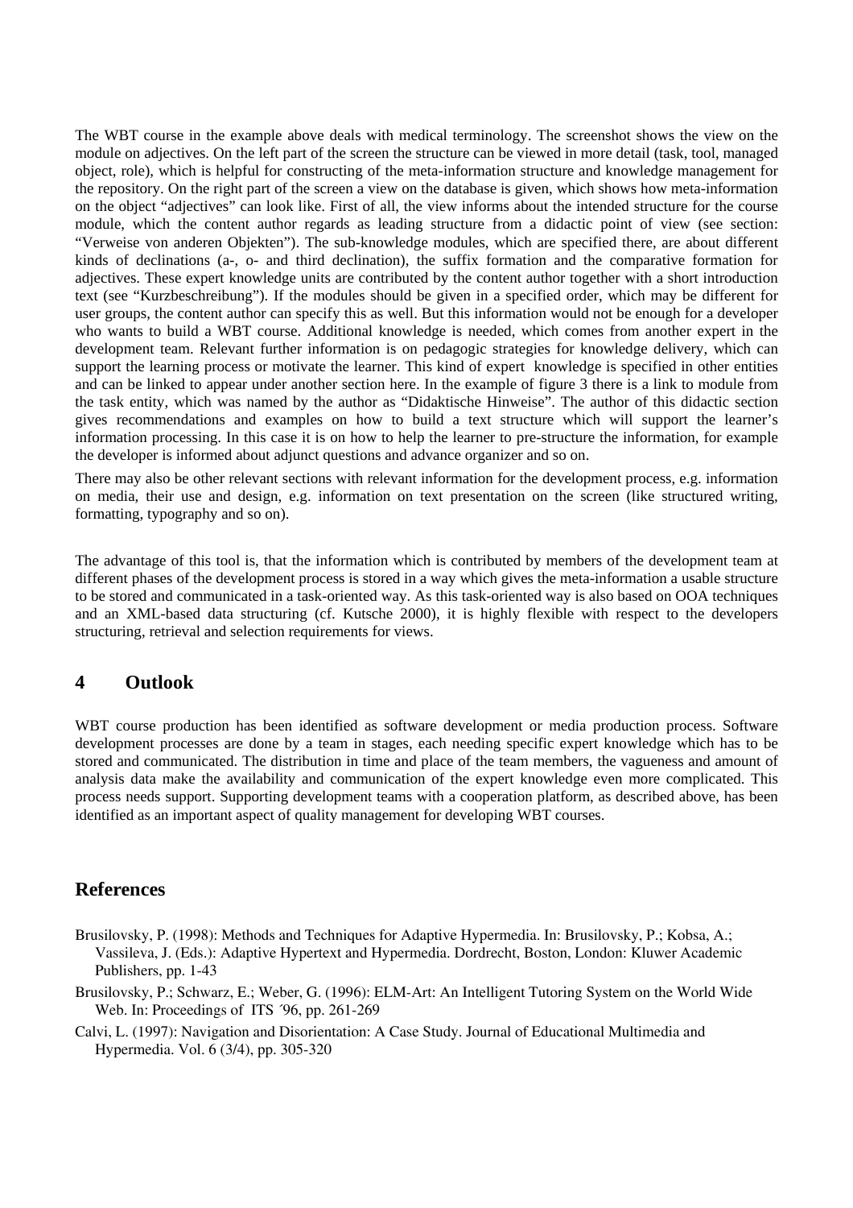The WBT course in the example above deals with medical terminology. The screenshot shows the view on the module on adjectives. On the left part of the screen the structure can be viewed in more detail (task, tool, managed object, role), which is helpful for constructing of the meta-information structure and knowledge management for the repository. On the right part of the screen a view on the database is given, which shows how meta-information on the object "adjectives" can look like. First of all, the view informs about the intended structure for the course module, which the content author regards as leading structure from a didactic point of view (see section: "Verweise von anderen Objekten"). The sub-knowledge modules, which are specified there, are about different kinds of declinations (a-, o- and third declination), the suffix formation and the comparative formation for adjectives. These expert knowledge units are contributed by the content author together with a short introduction text (see "Kurzbeschreibung"). If the modules should be given in a specified order, which may be different for user groups, the content author can specify this as well. But this information would not be enough for a developer who wants to build a WBT course. Additional knowledge is needed, which comes from another expert in the development team. Relevant further information is on pedagogic strategies for knowledge delivery, which can support the learning process or motivate the learner. This kind of expert knowledge is specified in other entities and can be linked to appear under another section here. In the example of figure 3 there is a link to module from the task entity, which was named by the author as "Didaktische Hinweise". The author of this didactic section gives recommendations and examples on how to build a text structure which will support the learner's information processing. In this case it is on how to help the learner to pre-structure the information, for example the developer is informed about adjunct questions and advance organizer and so on.

There may also be other relevant sections with relevant information for the development process, e.g. information on media, their use and design, e.g. information on text presentation on the screen (like structured writing, formatting, typography and so on).

The advantage of this tool is, that the information which is contributed by members of the development team at different phases of the development process is stored in a way which gives the meta-information a usable structure to be stored and communicated in a task-oriented way. As this task-oriented way is also based on OOA techniques and an XML-based data structuring (cf. Kutsche 2000), it is highly flexible with respect to the developers structuring, retrieval and selection requirements for views.

## 4 Outlook

WBT course production has been identified as software development or media production process. Software development processes are done by a team in stages, each needing specific expert knowledge which has to be stored and communicated. The distribution in time and place of the team members, the vagueness and amount of analysis data make the availability and communication of the expert knowledge even more complicated. This process needs support. Supporting development teams with a cooperation platform, as described above, has been identified as an important aspect of quality management for developing WBT courses.

## References

Brusilovsky, P. (1998): Methods and Techniques for Adaptive Hypermedia. In: Brusilovsky, P.; Kobsa, A.; Vassileva, J. (Eds.): Adaptive Hypertext and Hypermedia. Dordrecht, Boston, London: Kluwer Academic Publishers, pp. 1-43

Brusilovsky, P.; Schwarz, E.; Weber, G. (1996): ELM-Art: An Intelligent Tutoring System on the World Wide Web. In: Proceedings of ITS ´96, pp. 261-269

Calvi, L. (1997): Navigation and Disorientation: A Case Study. Journal of Educational Multimedia and Hypermedia. Vol. 6 (3/4), pp. 305-320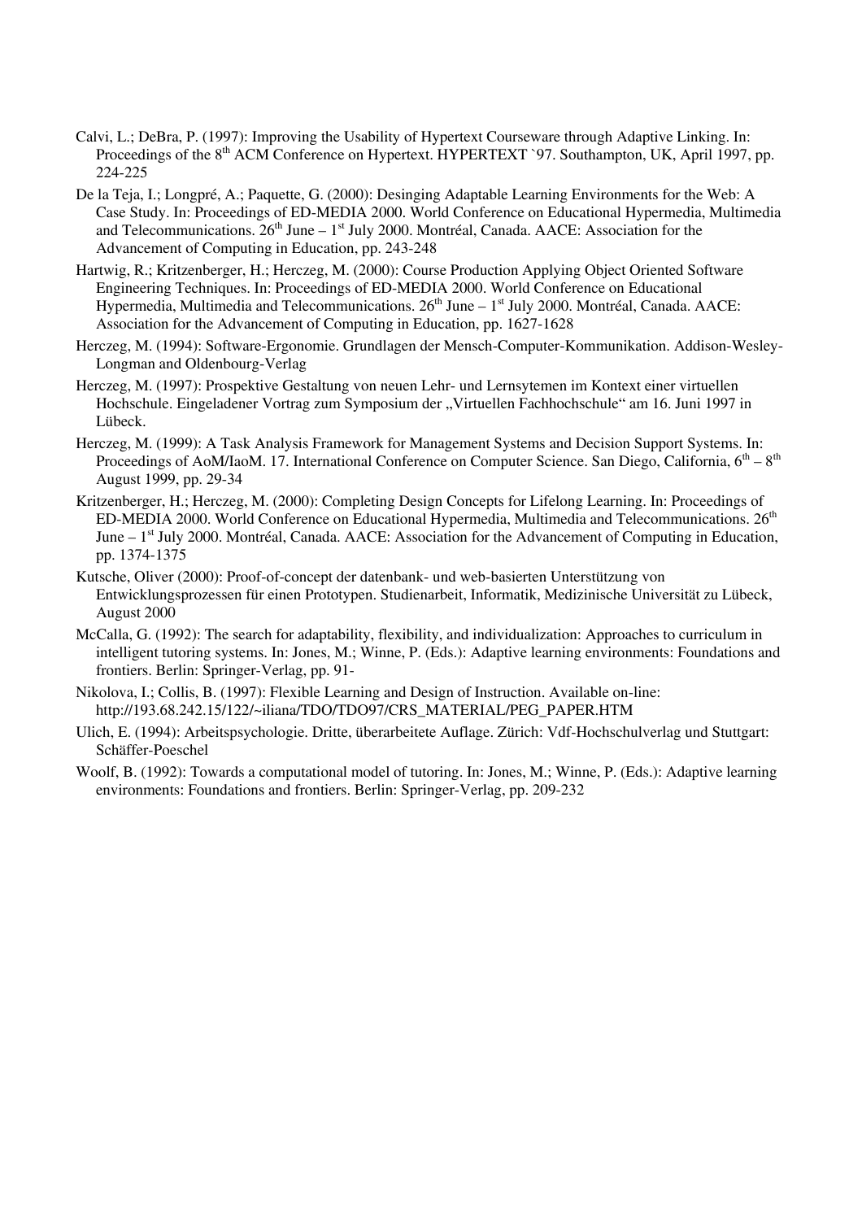Calvi, L.; DeBra, P. (1997): Improving the Usability of Hypertext Courseware through Adaptive Linking. In: Proceedings of the 8th ACM Conference on Hypertext. HYPERTEXT `97. Southampton, UK, April 1997, pp. 224-225

De la Teja, I.; Longpré, A.; Paquette, G. (2000): Desinging Adaptable Learning Environments for the Web: A Case Study. In: Proceedings of ED-MEDIA 2000. World Conference on Educational Hypermedia, Multimedia and Telecommunications. 26th June – 1st July 2000. Montréal, Canada. AACE: Association for the Advancement of Computing in Education, pp. 243-248

Hartwig, R.; Kritzenberger, H.; Herczeg, M. (2000): Course Production Applying Object Oriented Software Engineering Techniques. In: Proceedings of ED-MEDIA 2000. World Conference on Educational Hypermedia, Multimedia and Telecommunications. 26th June – 1st July 2000. Montréal, Canada. AACE: Association for the Advancement of Computing in Education, pp. 1627-1628

Herczeg, M. (1994): Software-Ergonomie. Grundlagen der Mensch-Computer-Kommunikation. Addison-Wesley-Longman and Oldenbourg-Verlag

Herczeg, M. (1997): Prospektive Gestaltung von neuen Lehr- und Lernsytemen im Kontext einer virtuellen Hochschule. Eingeladener Vortrag zum Symposium der „Virtuellen Fachhochschule" am 16. Juni 1997 in Lübeck.

Herczeg, M. (1999): A Task Analysis Framework for Management Systems and Decision Support Systems. In: Proceedings of AoM/IaoM. 17. International Conference on Computer Science. San Diego, California, 6th – 8th August 1999, pp. 29-34

Kritzenberger, H.; Herczeg, M. (2000): Completing Design Concepts for Lifelong Learning. In: Proceedings of ED-MEDIA 2000. World Conference on Educational Hypermedia, Multimedia and Telecommunications. 26th June – 1st July 2000. Montréal, Canada. AACE: Association for the Advancement of Computing in Education, pp. 1374-1375

Kutsche, Oliver (2000): Proof-of-concept der datenbank- und web-basierten Unterstützung von Entwicklungsprozessen für einen Prototypen. Studienarbeit, Informatik, Medizinische Universität zu Lübeck, August 2000

McCalla, G. (1992): The search for adaptability, flexibility, and individualization: Approaches to curriculum in intelligent tutoring systems. In: Jones, M.; Winne, P. (Eds.): Adaptive learning environments: Foundations and frontiers. Berlin: Springer-Verlag, pp. 91-

Nikolova, I.; Collis, B. (1997): Flexible Learning and Design of Instruction. Available on-line: http://193.68.242.15/122/~iliana/TDO/TDO97/CRS_MATERIAL/PEG_PAPER.HTM

Ulich, E. (1994): Arbeitspsychologie. Dritte, überarbeitete Auflage. Zürich: Vdf-Hochschulverlag und Stuttgart: Schäffer-Poeschel

Woolf, B. (1992): Towards a computational model of tutoring. In: Jones, M.; Winne, P. (Eds.): Adaptive learning environments: Foundations and frontiers. Berlin: Springer-Verlag, pp. 209-232